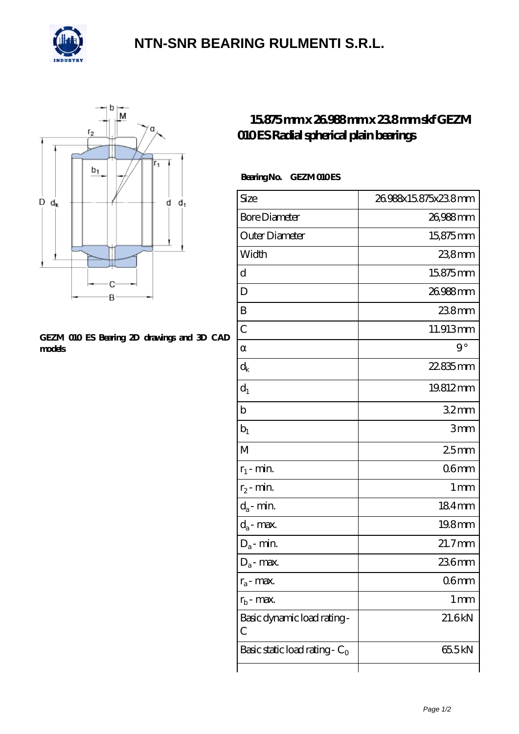# NTN-SNR BEARING RULMENTI S.R.L.

## 15.875 mm x 26.988 mm x 23.8 mm skf GEZM 010 ES Radial spherical plain bearings

GEZM 010 ES Bearing 2D drawings and 3D CAD models

**Bearing No. GEZM 010 ES**

| | |
|---|---|
| Size | 26.988x15.875x23.8 mm |
| Bore Diameter | 26,988 mm |
| Outer Diameter | 15,875 mm |
| Width | 23,8 mm |
| d | 15.875 mm |
| D | 26.988 mm |
| B | 23.8 mm |
| C | 11.913 mm |
| α | 9 ° |
| $d_k$ | 22.835 mm |
| $d_1$ | 19.812 mm |
| b | 3.2 mm |
| $b_1$ | 3 mm |
| M | 2.5 mm |
| $r_1$ - min. | 0.6 mm |
| $r_2$ - min. | 1 mm |
| $d_a$ - min. | 18.4 mm |
| $d_a$ - max. | 19.8 mm |
| $D_a$ - min. | 21.7 mm |
| $D_a$ - max. | 23.6 mm |
| $r_a$ - max. | 0.6 mm |
| $r_b$ - max. | 1 mm |
| Basic dynamic load rating - C | 21.6 kN |
| Basic static load rating - $C_0$ | 65.5 kN |
| | |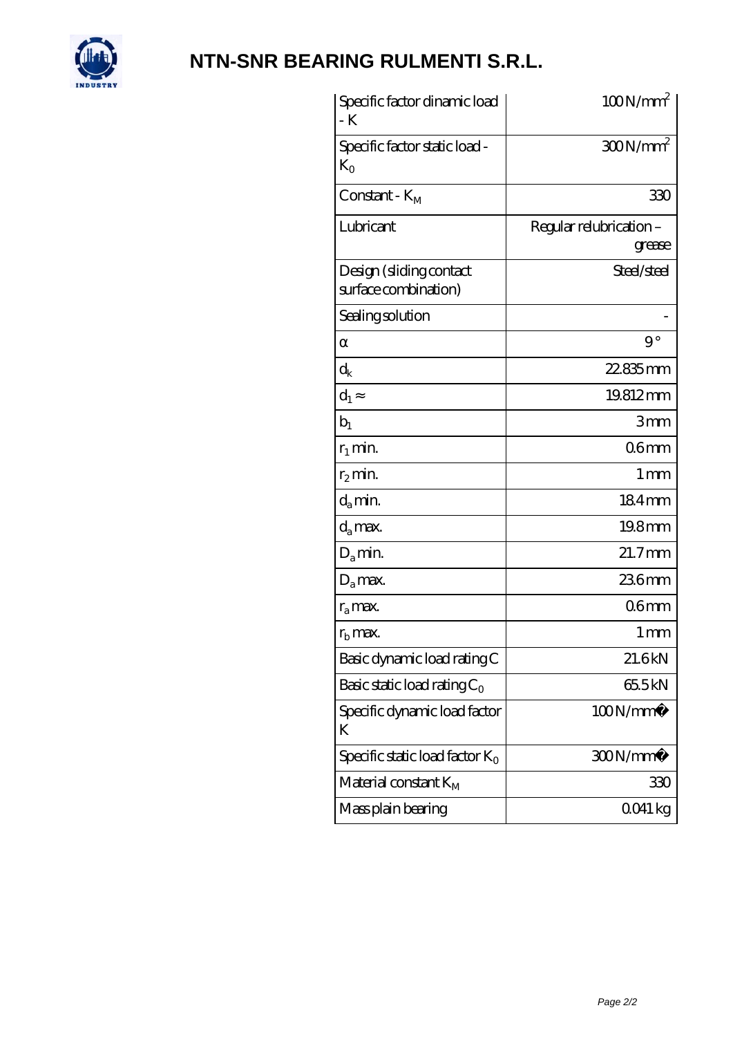# NTN-SNR BEARING RULMENTI S.R.L.

| | |
|---|---|
| Specific factor dinamic load - K | 100 N/mm$^2$ |
| Specific factor static load - $K_0$ | 300 N/mm$^2$ |
| Constant - $K_M$ | 330 |
| Lubricant | Regular relubrication – grease |
| Design (sliding contact surface combination) | Steel/steel |
| Sealing solution | - |
| α | 9 ° |
| $d_k$ | 22.835 mm |
| $d_1$ ≈ | 19.812 mm |
| $b_1$ | 3 mm |
| $r_1$ min. | 0.6 mm |
| $r_2$ min. | 1 mm |
| $d_a$ min. | 18.4 mm |
| $d_a$ max. | 19.8 mm |
| $D_a$ min. | 21.7 mm |
| $D_a$ max. | 23.6 mm |
| $r_a$ max. | 0.6 mm |
| $r_b$ max. | 1 mm |
| Basic dynamic load rating C | 21.6 kN |
| Basic static load rating $C_0$ | 65.5 kN |
| Specific dynamic load factor K | 100 N/mm� |
| Specific static load factor $K_0$ | 300 N/mm� |
| Material constant $K_M$ | 330 |
| Mass plain bearing | 0.041 kg |